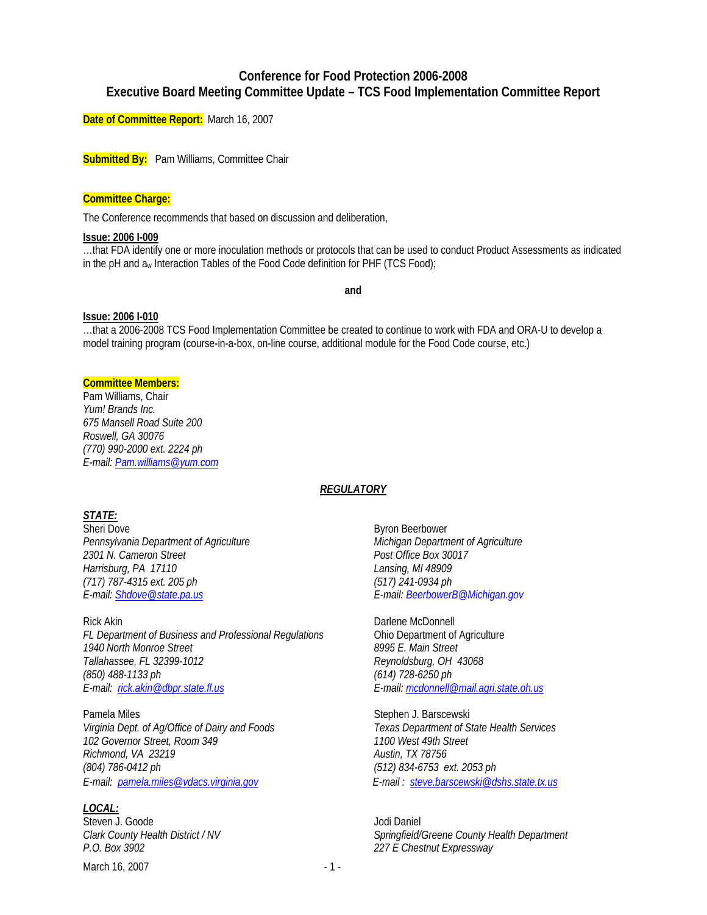# Conference for Food Protection 2006-2008
## Executive Board Meeting Committee Update – TCS Food Implementation Committee Report

**Date of Committee Report:** March 16, 2007

**Submitted By:** Pam Williams, Committee Chair

**Committee Charge:**

The Conference recommends that based on discussion and deliberation,

**Issue: 2006 I-009**

…that FDA identify one or more inoculation methods or protocols that can be used to conduct Product Assessments as indicated in the pH and $a_w$ Interaction Tables of the Food Code definition for PHF (TCS Food);

**and**

**Issue: 2006 I-010**

…that a 2006-2008 TCS Food Implementation Committee be created to continue to work with FDA and ORA-U to develop a model training program (course-in-a-box, on-line course, additional module for the Food Code course, etc.)

**Committee Members:**

Pam Williams, Chair
*Yum! Brands Inc.*
*675 Mansell Road Suite 200*
*Roswell, GA 30076*
*(770) 990-2000 ext. 2224 ph*
*E-mail: Pam.williams@yum.com*

***REGULATORY***

***STATE:***

Sheri Dove
*Pennsylvania Department of Agriculture*
*2301 N. Cameron Street*
*Harrisburg, PA 17110*
*(717) 787-4315 ext. 205 ph*
*E-mail: Shdove@state.pa.us*

Byron Beerbower
*Michigan Department of Agriculture*
*Post Office Box 30017*
*Lansing, MI 48909*
*(517) 241-0934 ph*
*E-mail: BeerbowerB@Michigan.gov*

Rick Akin
*FL Department of Business and Professional Regulations*
*1940 North Monroe Street*
*Tallahassee, FL 32399-1012*
*(850) 488-1133 ph*
*E-mail: rick.akin@dbpr.state.fl.us*

Darlene McDonnell
Ohio Department of Agriculture
*8995 E. Main Street*
*Reynoldsburg, OH 43068*
*(614) 728-6250 ph*
*E-mail: mcdonnell@mail.agri.state.oh.us*

Pamela Miles
*Virginia Dept. of Ag/Office of Dairy and Foods*
*102 Governor Street, Room 349*
*Richmond, VA 23219*
*(804) 786-0412 ph*
*E-mail: pamela.miles@vdacs.virginia.gov*

Stephen J. Barscewski
*Texas Department of State Health Services*
*1100 West 49th Street*
*Austin, TX 78756*
*(512) 834-6753 ext. 2053 ph*
*E-mail : steve.barscewski@dshs.state.tx.us*

***LOCAL:***

Steven J. Goode
*Clark County Health District / NV*
*P.O. Box 3902*

Jodi Daniel
*Springfield/Greene County Health Department*
*227 E Chestnut Expressway*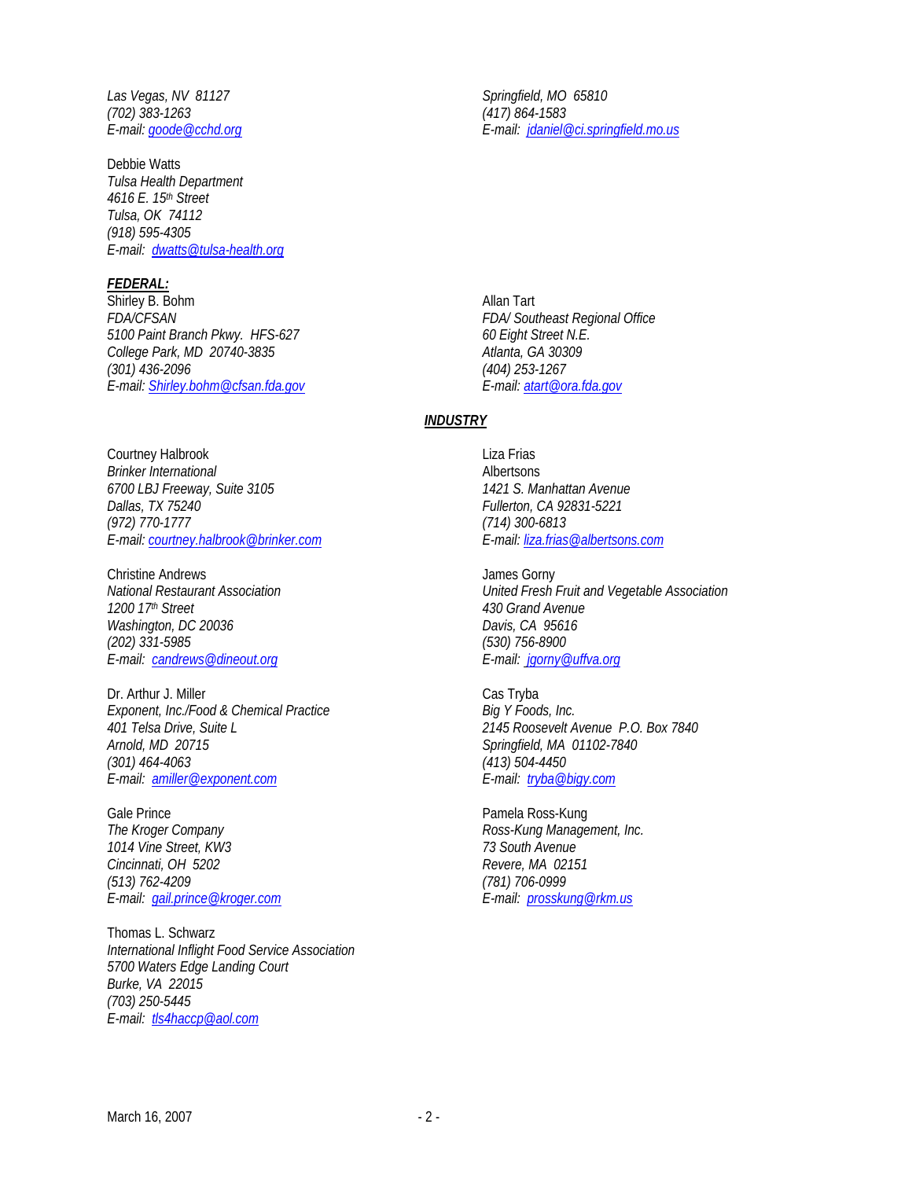*Las Vegas, NV  81127*
*(702) 383-1263*
*E-mail: goode@cchd.org*

Debbie Watts
*Tulsa Health Department*
*4616 E. 15th Street*
*Tulsa, OK  74112*
*(918) 595-4305*
*E-mail:  dwatts@tulsa-health.org*

*Springfield, MO  65810*
*(417) 864-1583*
*E-mail:  jdaniel@ci.springfield.mo.us*

***FEDERAL:***

Shirley B. Bohm
*FDA/CFSAN*
*5100 Paint Branch Pkwy.  HFS-627*
*College Park, MD  20740-3835*
*(301) 436-2096*
*E-mail: Shirley.bohm@cfsan.fda.gov*

Allan Tart
*FDA/ Southeast Regional Office*
*60 Eight Street N.E.*
*Atlanta, GA 30309*
*(404) 253-1267*
*E-mail: atart@ora.fda.gov*

***INDUSTRY***

Courtney Halbrook
*Brinker International*
*6700 LBJ Freeway, Suite 3105*
*Dallas, TX 75240*
*(972) 770-1777*
*E-mail: courtney.halbrook@brinker.com*

Christine Andrews
*National Restaurant Association*
*1200 17th Street*
*Washington, DC 20036*
*(202) 331-5985*
*E-mail:  candrews@dineout.org*

Dr. Arthur J. Miller
*Exponent, Inc./Food & Chemical Practice*
*401 Telsa Drive, Suite L*
*Arnold, MD  20715*
*(301) 464-4063*
*E-mail:  amiller@exponent.com*

Gale Prince
*The Kroger Company*
*1014 Vine Street, KW3*
*Cincinnati, OH  5202*
*(513) 762-4209*
*E-mail:  gail.prince@kroger.com*

Thomas L. Schwarz
*International Inflight Food Service Association*
*5700 Waters Edge Landing Court*
*Burke, VA  22015*
*(703) 250-5445*
*E-mail:  tls4haccp@aol.com*

Liza Frias
Albertsons
*1421 S. Manhattan Avenue*
*Fullerton, CA 92831-5221*
*(714) 300-6813*
*E-mail: liza.frias@albertsons.com*

James Gorny
*United Fresh Fruit and Vegetable Association*
*430 Grand Avenue*
*Davis, CA  95616*
*(530) 756-8900*
*E-mail:  jgorny@uffva.org*

Cas Tryba
*Big Y Foods, Inc.*
*2145 Roosevelt Avenue  P.O. Box 7840*
*Springfield, MA  01102-7840*
*(413) 504-4450*
*E-mail:  tryba@bigy.com*

Pamela Ross-Kung
*Ross-Kung Management, Inc.*
*73 South Avenue*
*Revere, MA  02151*
*(781) 706-0999*
*E-mail:  prosskung@rkm.us*

March 16, 2007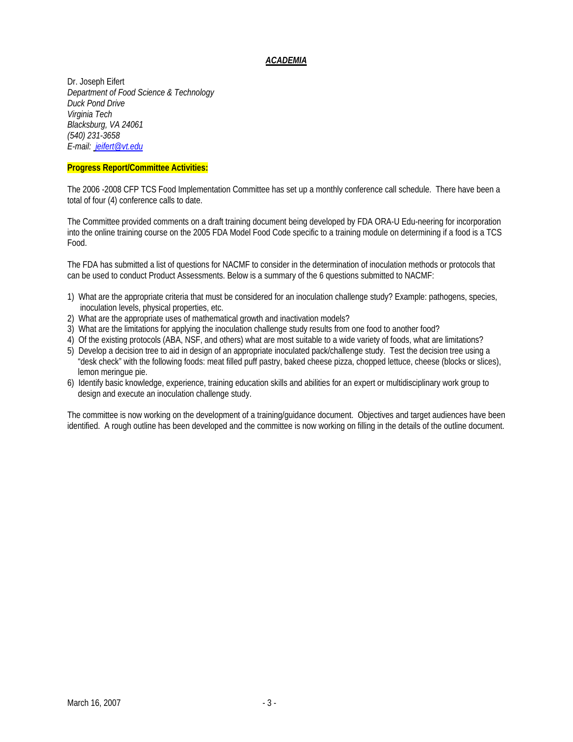***ACADEMIA***

Dr. Joseph Eifert
*Department of Food Science & Technology*
*Duck Pond Drive*
*Virginia Tech*
*Blacksburg, VA 24061*
*(540) 231-3658*
*E-mail: jeifert@vt.edu*

**Progress Report/Committee Activities:**

The 2006 -2008 CFP TCS Food Implementation Committee has set up a monthly conference call schedule. There have been a total of four (4) conference calls to date.

The Committee provided comments on a draft training document being developed by FDA ORA-U Edu-neering for incorporation into the online training course on the 2005 FDA Model Food Code specific to a training module on determining if a food is a TCS Food.

The FDA has submitted a list of questions for NACMF to consider in the determination of inoculation methods or protocols that can be used to conduct Product Assessments. Below is a summary of the 6 questions submitted to NACMF:

1) What are the appropriate criteria that must be considered for an inoculation challenge study? Example: pathogens, species, inoculation levels, physical properties, etc.
2) What are the appropriate uses of mathematical growth and inactivation models?
3) What are the limitations for applying the inoculation challenge study results from one food to another food?
4) Of the existing protocols (ABA, NSF, and others) what are most suitable to a wide variety of foods, what are limitations?
5) Develop a decision tree to aid in design of an appropriate inoculated pack/challenge study. Test the decision tree using a "desk check" with the following foods: meat filled puff pastry, baked cheese pizza, chopped lettuce, cheese (blocks or slices), lemon meringue pie.
6) Identify basic knowledge, experience, training education skills and abilities for an expert or multidisciplinary work group to design and execute an inoculation challenge study.

The committee is now working on the development of a training/guidance document. Objectives and target audiences have been identified. A rough outline has been developed and the committee is now working on filling in the details of the outline document.